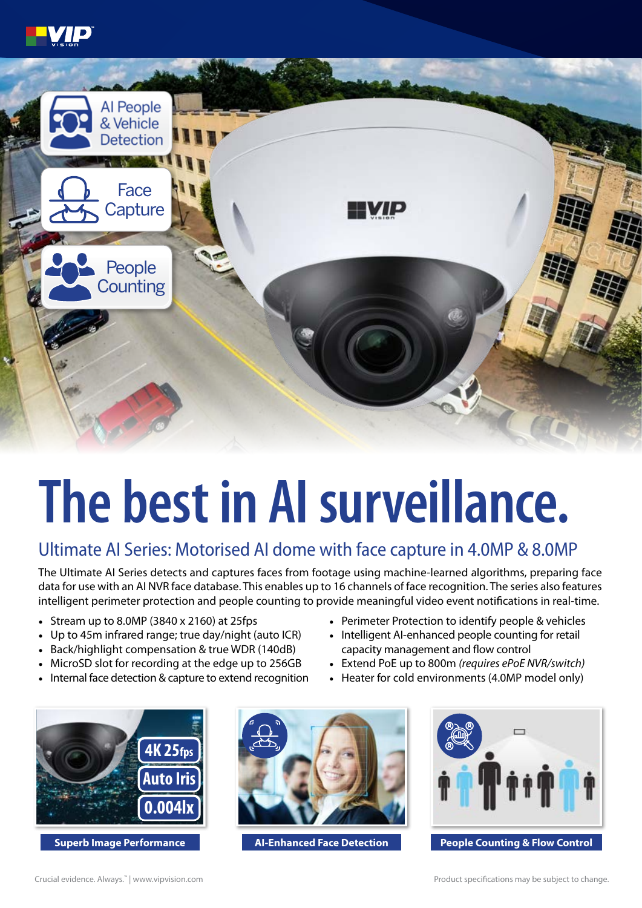AI People & Vehicle Detection

Face Capture

People Counting

# The best in AI surveillance.

## Ultimate AI Series: Motorised AI dome with face capture in 4.0MP & 8.0MP

The Ultimate AI Series detects and captures faces from footage using machine-learned algorithms, preparing face data for use with an AI NVR face database. This enables up to 16 channels of face recognition. The series also features intelligent perimeter protection and people counting to provide meaningful video event notifications in real-time.

- Stream up to 8.0MP (3840 x 2160) at 25fps
- Up to 45m infrared range; true day/night (auto ICR)
- Back/highlight compensation & true WDR (140dB)
- MicroSD slot for recording at the edge up to 256GB
- Internal face detection & capture to extend recognition
- Perimeter Protection to identify people & vehicles
- Intelligent AI-enhanced people counting for retail capacity management and flow control
- Extend PoE up to 800m *(requires ePoE NVR/switch)*
- Heater for cold environments (4.0MP model only)

4K 25fps | Auto Iris | 0.004lx

**Superb Image Performance**

**AI-Enhanced Face Detection**

**People Counting & Flow Control**

Crucial evidence. Always.™ | www.vipvision.com

Product specifications may be subject to change.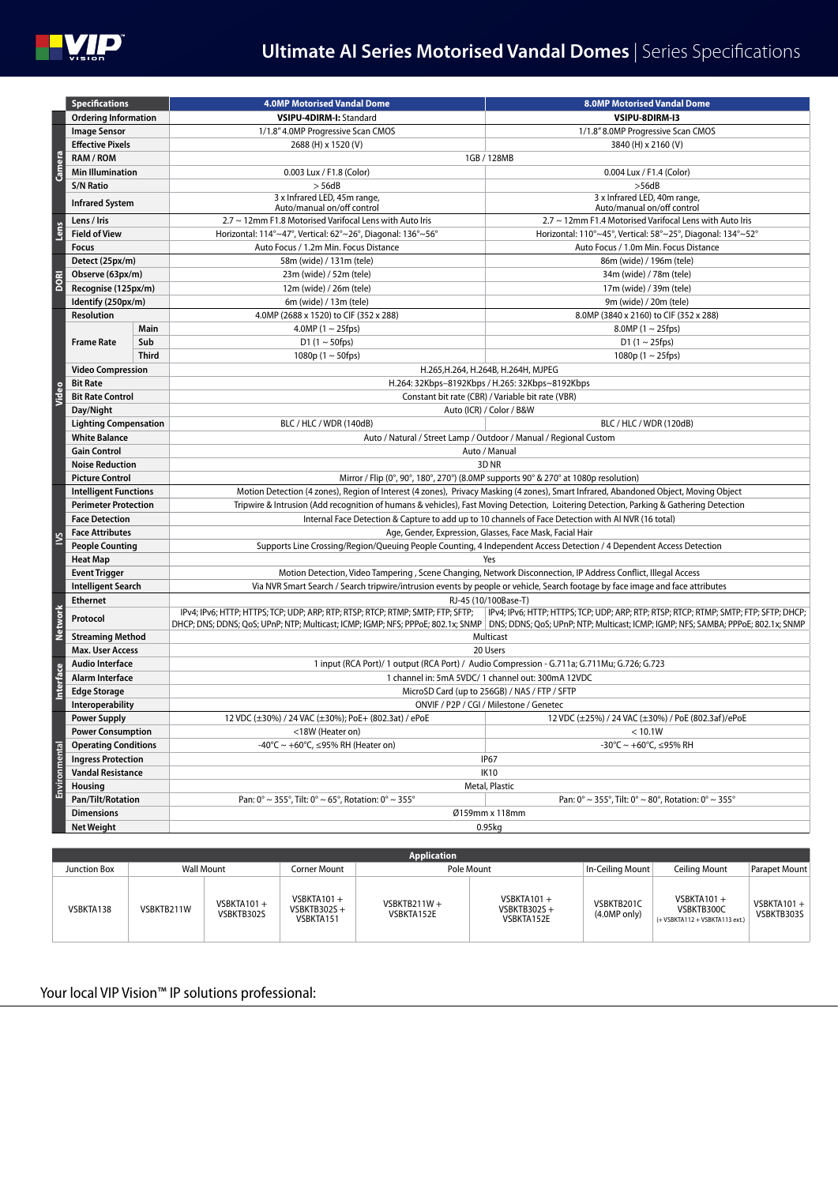# Ultimate AI Series Motorised Vandal Domes | Series Specifications

| | Specifications | | 4.0MP Motorised Vandal Dome | 8.0MP Motorised Vandal Dome |
|---|---|---|---|---|
| | Ordering Information | | **VSIPU-4DIRM-I:** Standard | **VSIPU-8DIRM-I3** |
| Camera | Image Sensor | | 1/1.8" 4.0MP Progressive Scan CMOS | 1/1.8" 8.0MP Progressive Scan CMOS |
| | Effective Pixels | | 2688 (H) x 1520 (V) | 3840 (H) x 2160 (V) |
| | RAM / ROM | | 1GB / 128MB | |
| | Min Illumination | | 0.003 Lux / F1.8 (Color) | 0.004 Lux / F1.4 (Color) |
| | S/N Ratio | | > 56dB | >56dB |
| | Infrared System | | 3 x Infrared LED, 45m range, Auto/manual on/off control | 3 x Infrared LED, 40m range, Auto/manual on/off control |
| Lens | Lens / Iris | | 2.7 ~ 12mm F1.8 Motorised Varifocal Lens with Auto Iris | 2.7 ~ 12mm F1.4 Motorised Varifocal Lens with Auto Iris |
| | Field of View | | Horizontal: 114°~47°, Vertical: 62°~26°, Diagonal: 136°~56° | Horizontal: 110°~45°, Vertical: 58°~25°, Diagonal: 134°~52° |
| | Focus | | Auto Focus / 1.2m Min. Focus Distance | Auto Focus / 1.0m Min. Focus Distance |
| DORI | Detect (25px/m) | | 58m (wide) / 131m (tele) | 86m (wide) / 196m (tele) |
| | Observe (63px/m) | | 23m (wide) / 52m (tele) | 34m (wide) / 78m (tele) |
| | Recognise (125px/m) | | 12m (wide) / 26m (tele) | 17m (wide) / 39m (tele) |
| | Identify (250px/m) | | 6m (wide) / 13m (tele) | 9m (wide) / 20m (tele) |
| Video | Resolution | | 4.0MP (2688 x 1520) to CIF (352 x 288) | 8.0MP (3840 x 2160) to CIF (352 x 288) |
| | Frame Rate | Main | 4.0MP (1 ~ 25fps) | 8.0MP (1 ~ 25fps) |
| | | Sub | D1 (1 ~ 50fps) | D1 (1 ~ 25fps) |
| | | Third | 1080p (1 ~ 50fps) | 1080p (1 ~ 25fps) |
| | Video Compression | | H.265,H.264, H.264B, H.264H, MJPEG | |
| | Bit Rate | | H.264: 32Kbps~8192Kbps / H.265: 32Kbps~8192Kbps | |
| | Bit Rate Control | | Constant bit rate (CBR) / Variable bit rate (VBR) | |
| | Day/Night | | Auto (ICR) / Color / B&W | |
| | Lighting Compensation | | BLC / HLC / WDR (140dB) | BLC / HLC / WDR (120dB) |
| | White Balance | | Auto / Natural / Street Lamp / Outdoor / Manual / Regional Custom | |
| | Gain Control | | Auto / Manual | |
| | Noise Reduction | | 3D NR | |
| | Picture Control | | Mirror / Flip (0°, 90°, 180°, 270°) (8.0MP supports 90° & 270° at 1080p resolution) | |
| IVS | Intelligent Functions | | Motion Detection (4 zones), Region of Interest (4 zones), Privacy Masking (4 zones), Smart Infrared, Abandoned Object, Moving Object | |
| | Perimeter Protection | | Tripwire & Intrusion (Add recognition of humans & vehicles), Fast Moving Detection, Loitering Detection, Parking & Gathering Detection | |
| | Face Detection | | Internal Face Detection & Capture to add up to 10 channels of Face Detection with AI NVR (16 total) | |
| | Face Attributes | | Age, Gender, Expression, Glasses, Face Mask, Facial Hair | |
| | People Counting | | Supports Line Crossing/Region/Queuing People Counting, 4 Independent Access Detection / 4 Dependent Access Detection | |
| | Heat Map | | Yes | |
| | Event Trigger | | Motion Detection, Video Tampering , Scene Changing, Network Disconnection, IP Address Conflict, Illegal Access | |
| | Intelligent Search | | Via NVR Smart Search / Search tripwire/intrusion events by people or vehicle, Search footage by face image and face attributes | |
| Network | Ethernet | | RJ-45 (10/100Base-T) | |
| | Protocol | | IPv4; IPv6; HTTP; HTTPS; TCP; UDP; ARP; RTP; RTSP; RTCP; RTMP; SMTP; FTP; SFTP; DHCP; DNS; DDNS; QoS; UPnP; NTP; Multicast; ICMP; IGMP; NFS; PPPoE; 802.1x; SNMP | IPv4; IPv6; HTTP; HTTPS; TCP; UDP; ARP; RTP; RTSP; RTCP; RTMP; SMTP; FTP; SFTP; DHCP; DNS; DDNS; QoS; UPnP; NTP; Multicast; ICMP; IGMP; NFS; SAMBA; PPPoE; 802.1x; SNMP |
| | Streaming Method | | Multicast | |
| | Max. User Access | | 20 Users | |
| Interface | Audio Interface | | 1 input (RCA Port)/ 1 output (RCA Port) / Audio Compression - G.711a; G.711Mu; G.726; G.723 | |
| | Alarm Interface | | 1 channel in: 5mA 5VDC/ 1 channel out: 300mA 12VDC | |
| | Edge Storage | | MicroSD Card (up to 256GB) / NAS / FTP / SFTP | |
| | Interoperability | | ONVIF / P2P / CGI / Milestone / Genetec | |
| Environmental | Power Supply | | 12 VDC (±30%) / 24 VAC (±30%); PoE+ (802.3at) / ePoE | 12 VDC (±25%) / 24 VAC (±30%) / PoE (802.3af)/ePoE |
| | Power Consumption | | <18W (Heater on) | < 10.1W |
| | Operating Conditions | | -40°C ~ +60°C, ≤95% RH (Heater on) | -30°C ~ +60°C, ≤95% RH |
| | Ingress Protection | | IP67 | |
| | Vandal Resistance | | IK10 | |
| | Housing | | Metal, Plastic | |
| | Pan/Tilt/Rotation | | Pan: 0° ~ 355°, Tilt: 0° ~ 65°, Rotation: 0° ~ 355° | Pan: 0° ~ 355°, Tilt: 0° ~ 80°, Rotation: 0° ~ 355° |
| | Dimensions | | Ø159mm x 118mm | |
| | Net Weight | | 0.95kg | |

**Application**

| Junction Box | Wall Mount | | Corner Mount | Pole Mount | | In-Ceiling Mount | Ceiling Mount | Parapet Mount |
|---|---|---|---|---|---|---|---|---|
| VSBKTA138 | VSBKTB211W | VSBKTA101 + VSBKTB302S | VSBKTA101 + VSBKTB302S + VSBKTA151 | VSBKTB211W + VSBKTA152E | VSBKTA101 + VSBKTB302S + VSBKTA152E | VSBKTB201C (4.0MP only) | VSBKTA101 + VSBKTB300C (+ VSBKTA112 + VSBKTA113 ext.) | VSBKTA101 + VSBKTB303S |

Your local VIP Vision™ IP solutions professional: